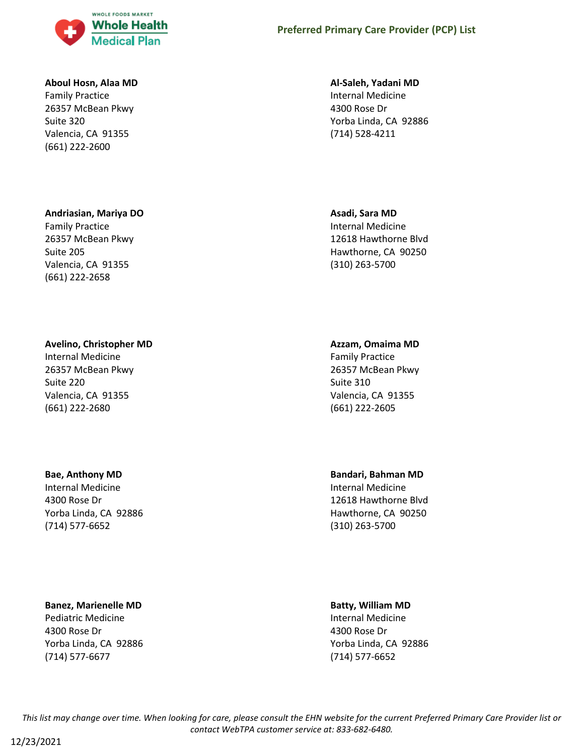## Preferred Primary Care Provider (PCP) List

**Aboul Hosn, Alaa MD**
Family Practice
26357 McBean Pkwy
Suite 320
Valencia, CA 91355
(661) 222-2600

**Al-Saleh, Yadani MD**
Internal Medicine
4300 Rose Dr
Yorba Linda, CA 92886
(714) 528-4211

**Andriasian, Mariya DO**
Family Practice
26357 McBean Pkwy
Suite 205
Valencia, CA 91355
(661) 222-2658

**Asadi, Sara MD**
Internal Medicine
12618 Hawthorne Blvd
Hawthorne, CA 90250
(310) 263-5700

**Avelino, Christopher MD**
Internal Medicine
26357 McBean Pkwy
Suite 220
Valencia, CA 91355
(661) 222-2680

**Azzam, Omaima MD**
Family Practice
26357 McBean Pkwy
Suite 310
Valencia, CA 91355
(661) 222-2605

**Bae, Anthony MD**
Internal Medicine
4300 Rose Dr
Yorba Linda, CA 92886
(714) 577-6652

**Bandari, Bahman MD**
Internal Medicine
12618 Hawthorne Blvd
Hawthorne, CA 90250
(310) 263-5700

**Banez, Marienelle MD**
Pediatric Medicine
4300 Rose Dr
Yorba Linda, CA 92886
(714) 577-6677

**Batty, William MD**
Internal Medicine
4300 Rose Dr
Yorba Linda, CA 92886
(714) 577-6652

*This list may change over time. When looking for care, please consult the EHN website for the current Preferred Primary Care Provider list or contact WebTPA customer service at: 833-682-6480.*

12/23/2021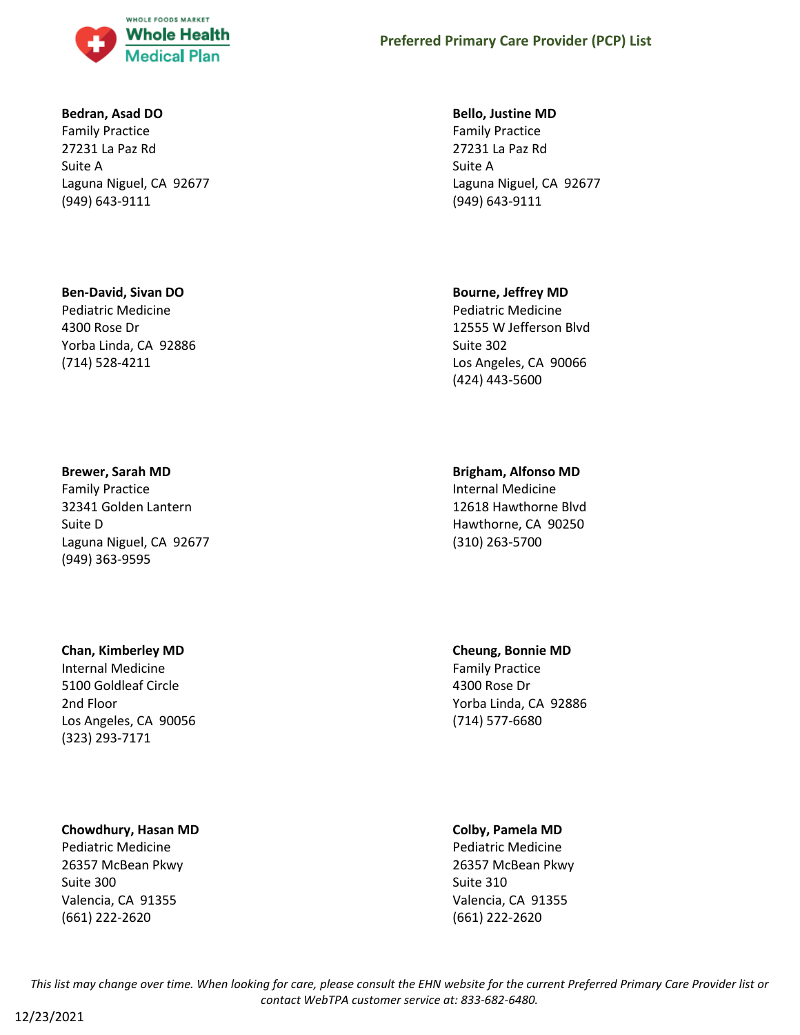**Bedran, Asad DO**
Family Practice
27231 La Paz Rd
Suite A
Laguna Niguel, CA 92677
(949) 643-9111

**Bello, Justine MD**
Family Practice
27231 La Paz Rd
Suite A
Laguna Niguel, CA 92677
(949) 643-9111

**Ben-David, Sivan DO**
Pediatric Medicine
4300 Rose Dr
Yorba Linda, CA 92886
(714) 528-4211

**Bourne, Jeffrey MD**
Pediatric Medicine
12555 W Jefferson Blvd
Suite 302
Los Angeles, CA 90066
(424) 443-5600

**Brewer, Sarah MD**
Family Practice
32341 Golden Lantern
Suite D
Laguna Niguel, CA 92677
(949) 363-9595

**Brigham, Alfonso MD**
Internal Medicine
12618 Hawthorne Blvd
Hawthorne, CA 90250
(310) 263-5700

**Chan, Kimberley MD**
Internal Medicine
5100 Goldleaf Circle
2nd Floor
Los Angeles, CA 90056
(323) 293-7171

**Cheung, Bonnie MD**
Family Practice
4300 Rose Dr
Yorba Linda, CA 92886
(714) 577-6680

**Chowdhury, Hasan MD**
Pediatric Medicine
26357 McBean Pkwy
Suite 300
Valencia, CA 91355
(661) 222-2620

**Colby, Pamela MD**
Pediatric Medicine
26357 McBean Pkwy
Suite 310
Valencia, CA 91355
(661) 222-2620

*This list may change over time. When looking for care, please consult the EHN website for the current Preferred Primary Care Provider list or contact WebTPA customer service at: 833-682-6480.*

12/23/2021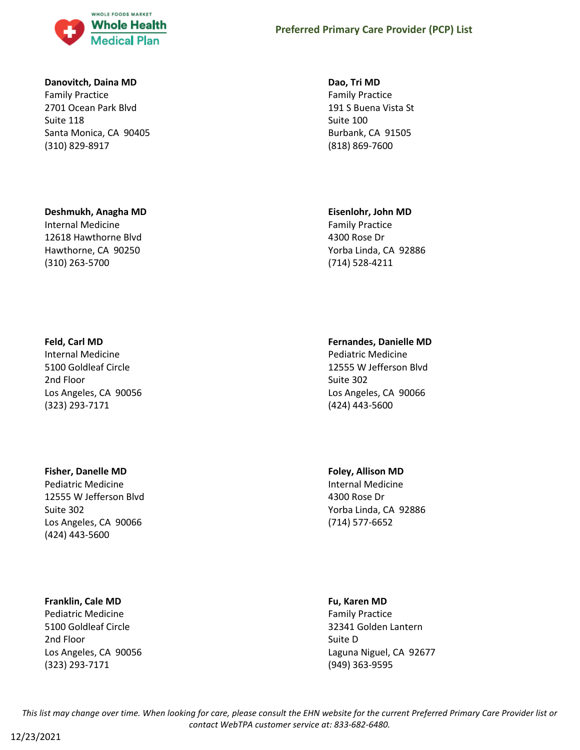**Danovitch, Daina MD**
Family Practice
2701 Ocean Park Blvd
Suite 118
Santa Monica, CA 90405
(310) 829-8917

**Dao, Tri MD**
Family Practice
191 S Buena Vista St
Suite 100
Burbank, CA 91505
(818) 869-7600

**Deshmukh, Anagha MD**
Internal Medicine
12618 Hawthorne Blvd
Hawthorne, CA 90250
(310) 263-5700

**Eisenlohr, John MD**
Family Practice
4300 Rose Dr
Yorba Linda, CA 92886
(714) 528-4211

**Feld, Carl MD**
Internal Medicine
5100 Goldleaf Circle
2nd Floor
Los Angeles, CA 90056
(323) 293-7171

**Fernandes, Danielle MD**
Pediatric Medicine
12555 W Jefferson Blvd
Suite 302
Los Angeles, CA 90066
(424) 443-5600

**Fisher, Danelle MD**
Pediatric Medicine
12555 W Jefferson Blvd
Suite 302
Los Angeles, CA 90066
(424) 443-5600

**Foley, Allison MD**
Internal Medicine
4300 Rose Dr
Yorba Linda, CA 92886
(714) 577-6652

**Franklin, Cale MD**
Pediatric Medicine
5100 Goldleaf Circle
2nd Floor
Los Angeles, CA 90056
(323) 293-7171

**Fu, Karen MD**
Family Practice
32341 Golden Lantern
Suite D
Laguna Niguel, CA 92677
(949) 363-9595

*This list may change over time. When looking for care, please consult the EHN website for the current Preferred Primary Care Provider list or contact WebTPA customer service at: 833-682-6480.*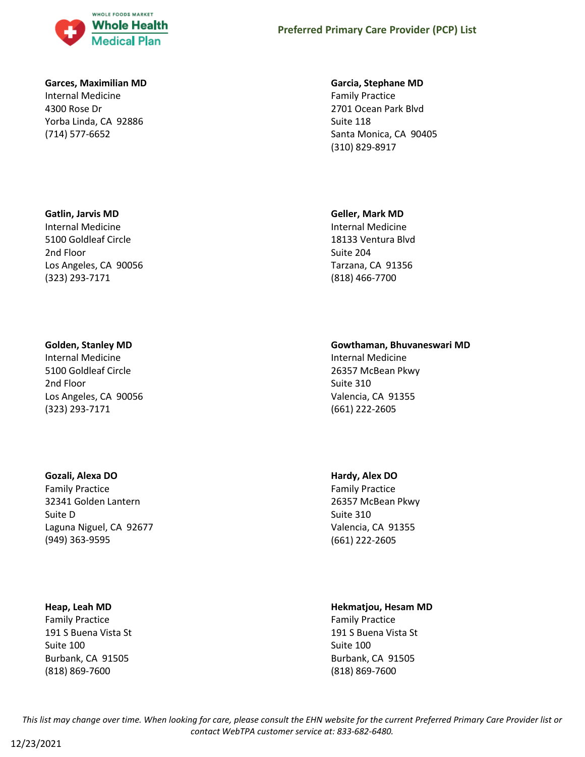**Garces, Maximilian MD**
Internal Medicine
4300 Rose Dr
Yorba Linda, CA 92886
(714) 577-6652

**Garcia, Stephane MD**
Family Practice
2701 Ocean Park Blvd
Suite 118
Santa Monica, CA 90405
(310) 829-8917

**Gatlin, Jarvis MD**
Internal Medicine
5100 Goldleaf Circle
2nd Floor
Los Angeles, CA 90056
(323) 293-7171

**Geller, Mark MD**
Internal Medicine
18133 Ventura Blvd
Suite 204
Tarzana, CA 91356
(818) 466-7700

**Golden, Stanley MD**
Internal Medicine
5100 Goldleaf Circle
2nd Floor
Los Angeles, CA 90056
(323) 293-7171

**Gowthaman, Bhuvaneswari MD**
Internal Medicine
26357 McBean Pkwy
Suite 310
Valencia, CA 91355
(661) 222-2605

**Gozali, Alexa DO**
Family Practice
32341 Golden Lantern
Suite D
Laguna Niguel, CA 92677
(949) 363-9595

**Hardy, Alex DO**
Family Practice
26357 McBean Pkwy
Suite 310
Valencia, CA 91355
(661) 222-2605

**Heap, Leah MD**
Family Practice
191 S Buena Vista St
Suite 100
Burbank, CA 91505
(818) 869-7600

**Hekmatjou, Hesam MD**
Family Practice
191 S Buena Vista St
Suite 100
Burbank, CA 91505
(818) 869-7600

*This list may change over time. When looking for care, please consult the EHN website for the current Preferred Primary Care Provider list or contact WebTPA customer service at: 833-682-6480.*

12/23/2021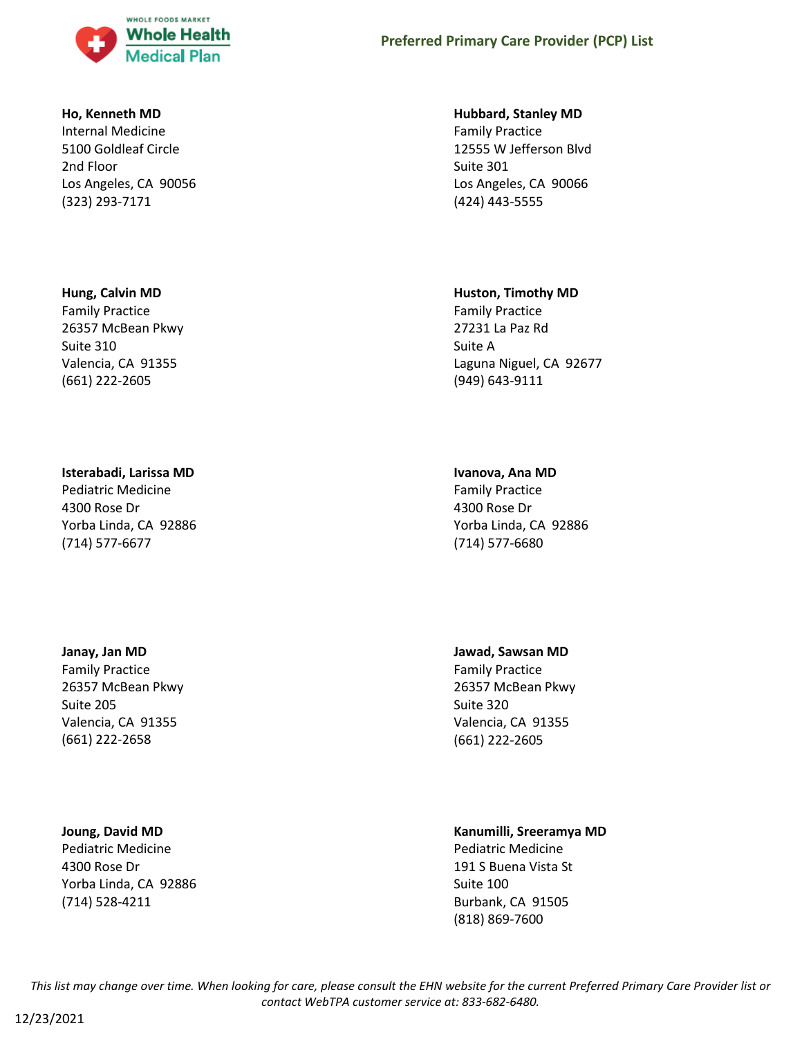**Ho, Kenneth MD**
Internal Medicine
5100 Goldleaf Circle
2nd Floor
Los Angeles, CA 90056
(323) 293-7171

**Hubbard, Stanley MD**
Family Practice
12555 W Jefferson Blvd
Suite 301
Los Angeles, CA 90066
(424) 443-5555

**Hung, Calvin MD**
Family Practice
26357 McBean Pkwy
Suite 310
Valencia, CA 91355
(661) 222-2605

**Huston, Timothy MD**
Family Practice
27231 La Paz Rd
Suite A
Laguna Niguel, CA 92677
(949) 643-9111

**Isterabadi, Larissa MD**
Pediatric Medicine
4300 Rose Dr
Yorba Linda, CA 92886
(714) 577-6677

**Ivanova, Ana MD**
Family Practice
4300 Rose Dr
Yorba Linda, CA 92886
(714) 577-6680

**Janay, Jan MD**
Family Practice
26357 McBean Pkwy
Suite 205
Valencia, CA 91355
(661) 222-2658

**Jawad, Sawsan MD**
Family Practice
26357 McBean Pkwy
Suite 320
Valencia, CA 91355
(661) 222-2605

**Joung, David MD**
Pediatric Medicine
4300 Rose Dr
Yorba Linda, CA 92886
(714) 528-4211

**Kanumilli, Sreeramya MD**
Pediatric Medicine
191 S Buena Vista St
Suite 100
Burbank, CA 91505
(818) 869-7600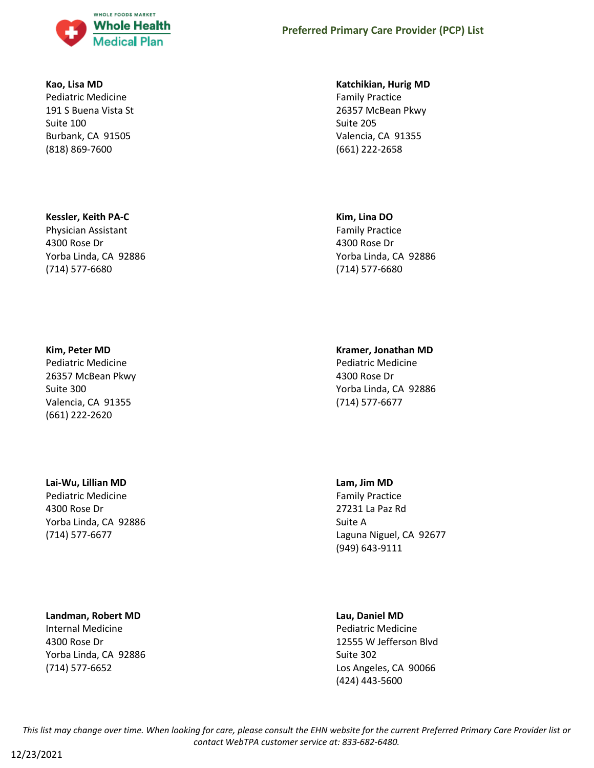**Kao, Lisa MD**
Pediatric Medicine
191 S Buena Vista St
Suite 100
Burbank, CA 91505
(818) 869-7600

**Katchikian, Hurig MD**
Family Practice
26357 McBean Pkwy
Suite 205
Valencia, CA 91355
(661) 222-2658

**Kessler, Keith PA-C**
Physician Assistant
4300 Rose Dr
Yorba Linda, CA 92886
(714) 577-6680

**Kim, Lina DO**
Family Practice
4300 Rose Dr
Yorba Linda, CA 92886
(714) 577-6680

**Kim, Peter MD**
Pediatric Medicine
26357 McBean Pkwy
Suite 300
Valencia, CA 91355
(661) 222-2620

**Kramer, Jonathan MD**
Pediatric Medicine
4300 Rose Dr
Yorba Linda, CA 92886
(714) 577-6677

**Lai-Wu, Lillian MD**
Pediatric Medicine
4300 Rose Dr
Yorba Linda, CA 92886
(714) 577-6677

**Lam, Jim MD**
Family Practice
27231 La Paz Rd
Suite A
Laguna Niguel, CA 92677
(949) 643-9111

**Landman, Robert MD**
Internal Medicine
4300 Rose Dr
Yorba Linda, CA 92886
(714) 577-6652

**Lau, Daniel MD**
Pediatric Medicine
12555 W Jefferson Blvd
Suite 302
Los Angeles, CA 90066
(424) 443-5600

*This list may change over time. When looking for care, please consult the EHN website for the current Preferred Primary Care Provider list or contact WebTPA customer service at: 833-682-6480.*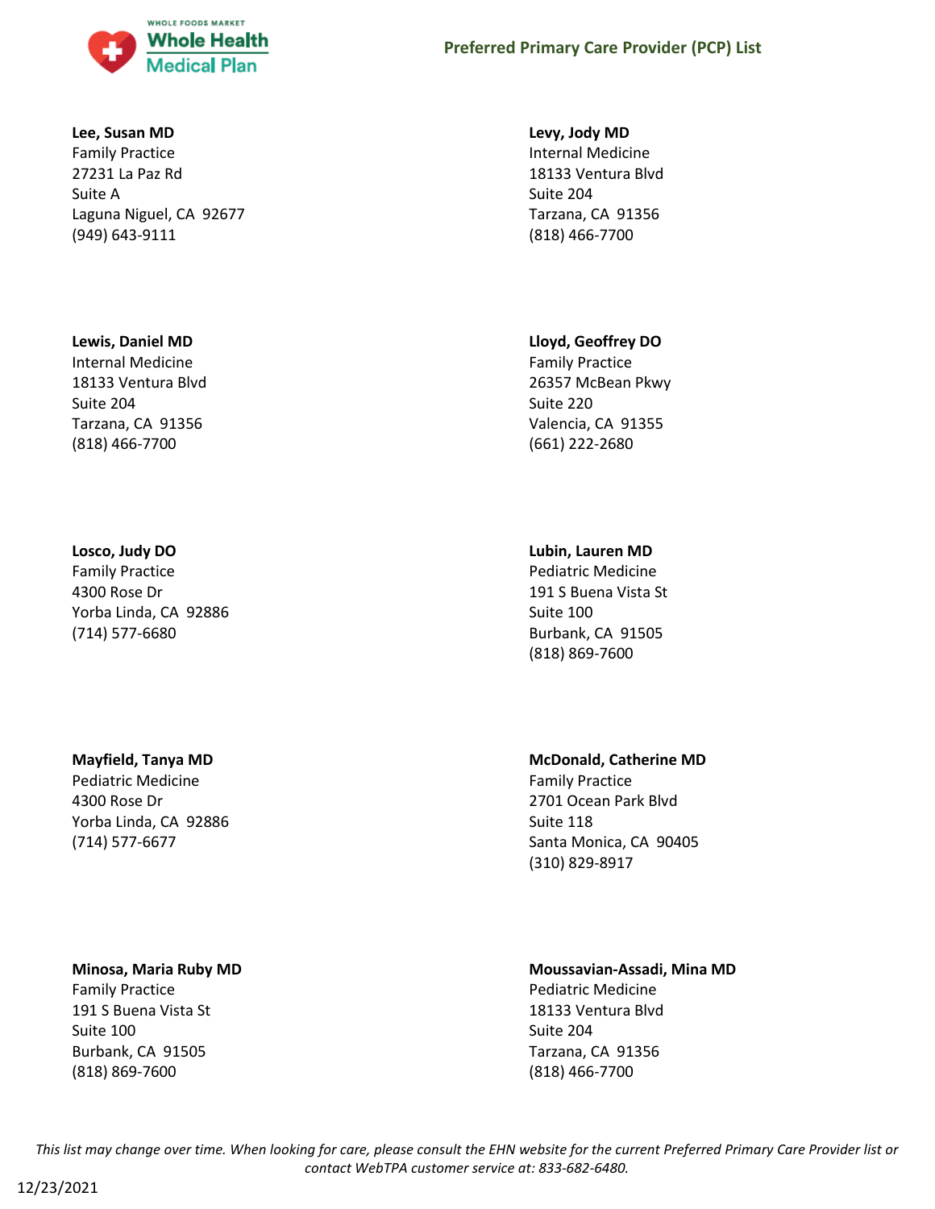**Lee, Susan MD**
Family Practice
27231 La Paz Rd
Suite A
Laguna Niguel, CA 92677
(949) 643-9111

**Levy, Jody MD**
Internal Medicine
18133 Ventura Blvd
Suite 204
Tarzana, CA 91356
(818) 466-7700

**Lewis, Daniel MD**
Internal Medicine
18133 Ventura Blvd
Suite 204
Tarzana, CA 91356
(818) 466-7700

**Lloyd, Geoffrey DO**
Family Practice
26357 McBean Pkwy
Suite 220
Valencia, CA 91355
(661) 222-2680

**Losco, Judy DO**
Family Practice
4300 Rose Dr
Yorba Linda, CA 92886
(714) 577-6680

**Lubin, Lauren MD**
Pediatric Medicine
191 S Buena Vista St
Suite 100
Burbank, CA 91505
(818) 869-7600

**Mayfield, Tanya MD**
Pediatric Medicine
4300 Rose Dr
Yorba Linda, CA 92886
(714) 577-6677

**McDonald, Catherine MD**
Family Practice
2701 Ocean Park Blvd
Suite 118
Santa Monica, CA 90405
(310) 829-8917

**Minosa, Maria Ruby MD**
Family Practice
191 S Buena Vista St
Suite 100
Burbank, CA 91505
(818) 869-7600

**Moussavian-Assadi, Mina MD**
Pediatric Medicine
18133 Ventura Blvd
Suite 204
Tarzana, CA 91356
(818) 466-7700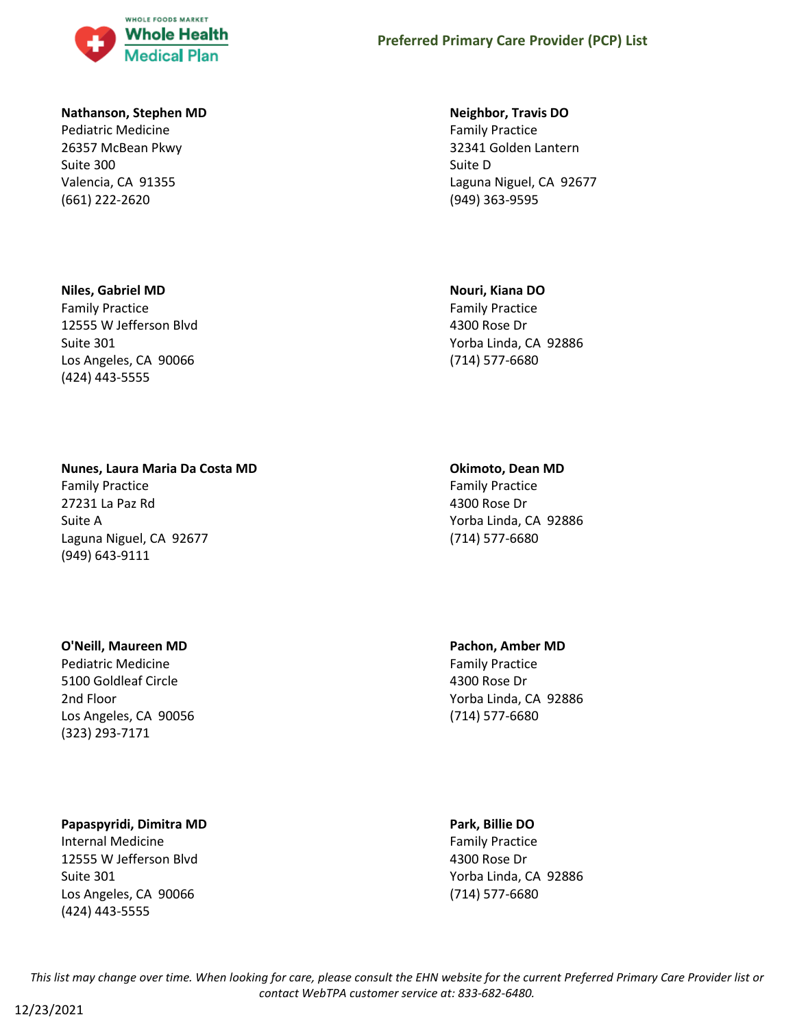**Nathanson, Stephen MD**
Pediatric Medicine
26357 McBean Pkwy
Suite 300
Valencia, CA 91355
(661) 222-2620

**Neighbor, Travis DO**
Family Practice
32341 Golden Lantern
Suite D
Laguna Niguel, CA 92677
(949) 363-9595

**Niles, Gabriel MD**
Family Practice
12555 W Jefferson Blvd
Suite 301
Los Angeles, CA 90066
(424) 443-5555

**Nouri, Kiana DO**
Family Practice
4300 Rose Dr
Yorba Linda, CA 92886
(714) 577-6680

**Nunes, Laura Maria Da Costa MD**
Family Practice
27231 La Paz Rd
Suite A
Laguna Niguel, CA 92677
(949) 643-9111

**Okimoto, Dean MD**
Family Practice
4300 Rose Dr
Yorba Linda, CA 92886
(714) 577-6680

**O'Neill, Maureen MD**
Pediatric Medicine
5100 Goldleaf Circle
2nd Floor
Los Angeles, CA 90056
(323) 293-7171

**Pachon, Amber MD**
Family Practice
4300 Rose Dr
Yorba Linda, CA 92886
(714) 577-6680

**Papaspyridi, Dimitra MD**
Internal Medicine
12555 W Jefferson Blvd
Suite 301
Los Angeles, CA 90066
(424) 443-5555

**Park, Billie DO**
Family Practice
4300 Rose Dr
Yorba Linda, CA 92886
(714) 577-6680

*This list may change over time. When looking for care, please consult the EHN website for the current Preferred Primary Care Provider list or contact WebTPA customer service at: 833-682-6480.*

12/23/2021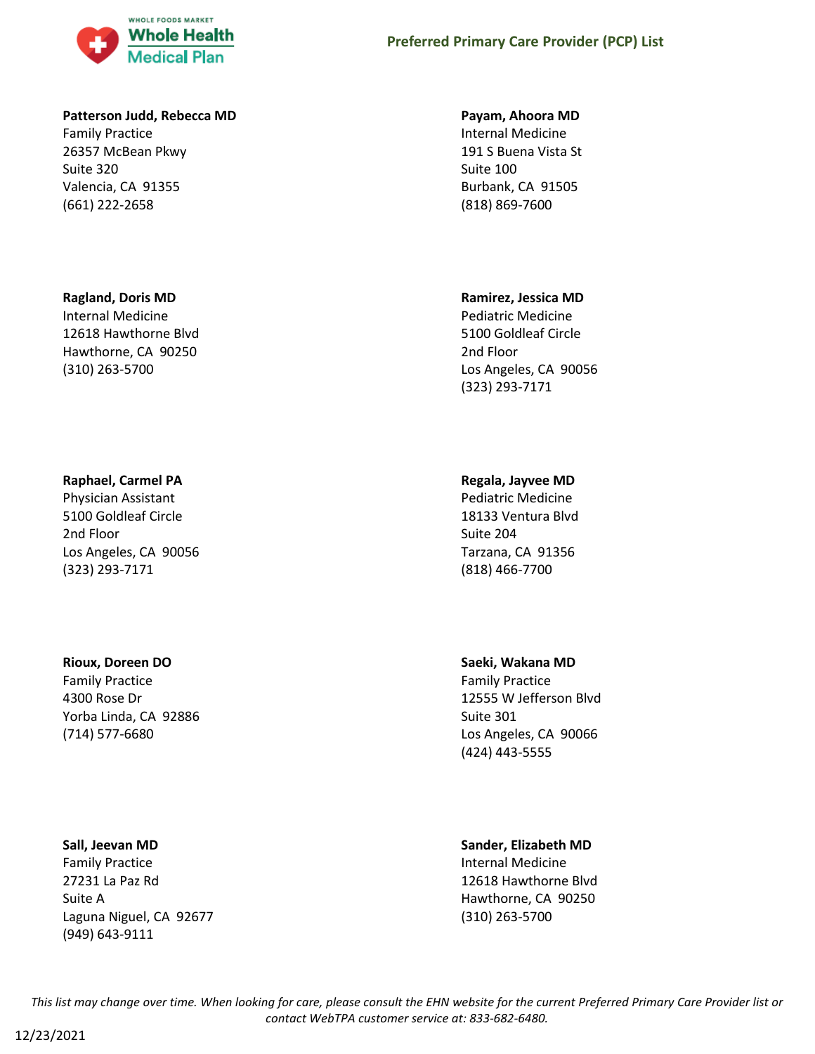**Patterson Judd, Rebecca MD**
Family Practice
26357 McBean Pkwy
Suite 320
Valencia, CA 91355
(661) 222-2658

**Payam, Ahoora MD**
Internal Medicine
191 S Buena Vista St
Suite 100
Burbank, CA 91505
(818) 869-7600

**Ragland, Doris MD**
Internal Medicine
12618 Hawthorne Blvd
Hawthorne, CA 90250
(310) 263-5700

**Ramirez, Jessica MD**
Pediatric Medicine
5100 Goldleaf Circle
2nd Floor
Los Angeles, CA 90056
(323) 293-7171

**Raphael, Carmel PA**
Physician Assistant
5100 Goldleaf Circle
2nd Floor
Los Angeles, CA 90056
(323) 293-7171

**Regala, Jayvee MD**
Pediatric Medicine
18133 Ventura Blvd
Suite 204
Tarzana, CA 91356
(818) 466-7700

**Rioux, Doreen DO**
Family Practice
4300 Rose Dr
Yorba Linda, CA 92886
(714) 577-6680

**Saeki, Wakana MD**
Family Practice
12555 W Jefferson Blvd
Suite 301
Los Angeles, CA 90066
(424) 443-5555

**Sall, Jeevan MD**
Family Practice
27231 La Paz Rd
Suite A
Laguna Niguel, CA 92677
(949) 643-9111

**Sander, Elizabeth MD**
Internal Medicine
12618 Hawthorne Blvd
Hawthorne, CA 90250
(310) 263-5700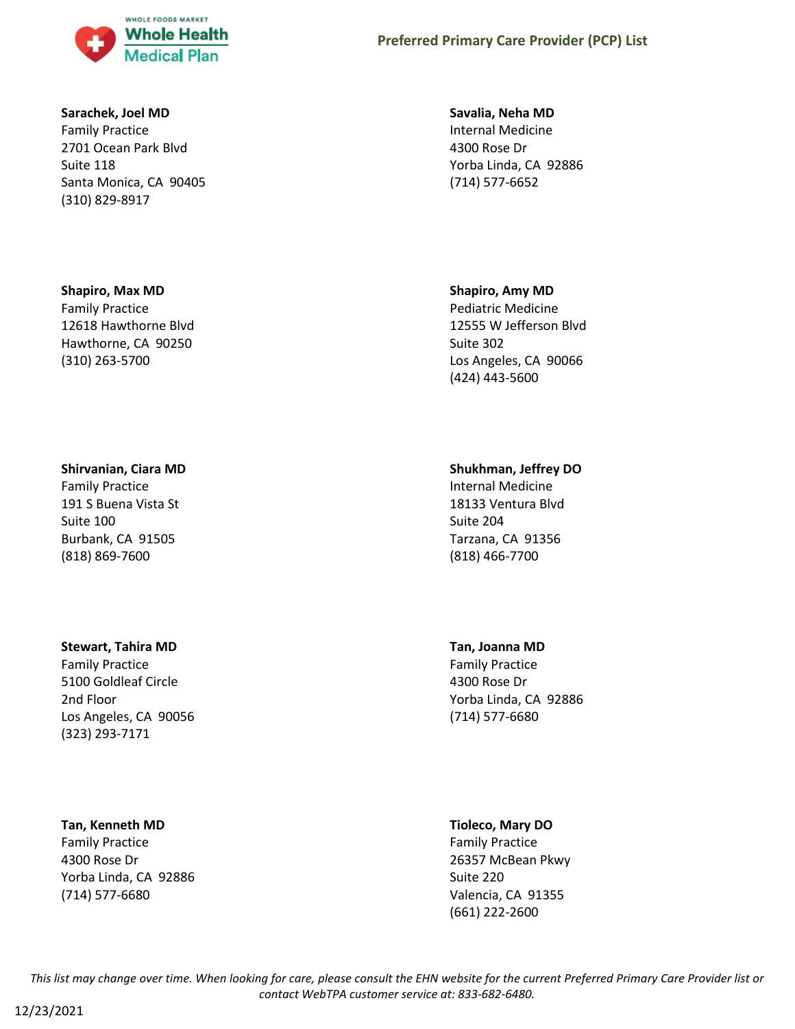**Sarachek, Joel MD**
Family Practice
2701 Ocean Park Blvd
Suite 118
Santa Monica, CA 90405
(310) 829-8917

**Savalia, Neha MD**
Internal Medicine
4300 Rose Dr
Yorba Linda, CA 92886
(714) 577-6652

**Shapiro, Max MD**
Family Practice
12618 Hawthorne Blvd
Hawthorne, CA 90250
(310) 263-5700

**Shapiro, Amy MD**
Pediatric Medicine
12555 W Jefferson Blvd
Suite 302
Los Angeles, CA 90066
(424) 443-5600

**Shirvanian, Ciara MD**
Family Practice
191 S Buena Vista St
Suite 100
Burbank, CA 91505
(818) 869-7600

**Shukhman, Jeffrey DO**
Internal Medicine
18133 Ventura Blvd
Suite 204
Tarzana, CA 91356
(818) 466-7700

**Stewart, Tahira MD**
Family Practice
5100 Goldleaf Circle
2nd Floor
Los Angeles, CA 90056
(323) 293-7171

**Tan, Joanna MD**
Family Practice
4300 Rose Dr
Yorba Linda, CA 92886
(714) 577-6680

**Tan, Kenneth MD**
Family Practice
4300 Rose Dr
Yorba Linda, CA 92886
(714) 577-6680

**Tioleco, Mary DO**
Family Practice
26357 McBean Pkwy
Suite 220
Valencia, CA 91355
(661) 222-2600

*This list may change over time. When looking for care, please consult the EHN website for the current Preferred Primary Care Provider list or contact WebTPA customer service at: 833-682-6480.*

12/23/2021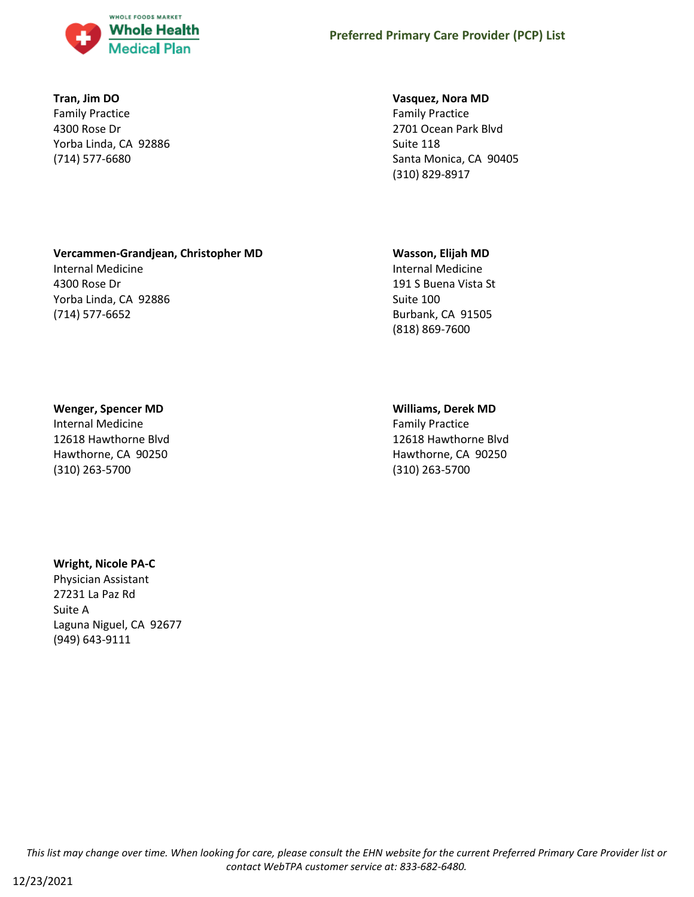**Tran, Jim DO**
Family Practice
4300 Rose Dr
Yorba Linda, CA 92886
(714) 577-6680

**Vasquez, Nora MD**
Family Practice
2701 Ocean Park Blvd
Suite 118
Santa Monica, CA 90405
(310) 829-8917

**Vercammen-Grandjean, Christopher MD**
Internal Medicine
4300 Rose Dr
Yorba Linda, CA 92886
(714) 577-6652

**Wasson, Elijah MD**
Internal Medicine
191 S Buena Vista St
Suite 100
Burbank, CA 91505
(818) 869-7600

**Wenger, Spencer MD**
Internal Medicine
12618 Hawthorne Blvd
Hawthorne, CA 90250
(310) 263-5700

**Williams, Derek MD**
Family Practice
12618 Hawthorne Blvd
Hawthorne, CA 90250
(310) 263-5700

**Wright, Nicole PA-C**
Physician Assistant
27231 La Paz Rd
Suite A
Laguna Niguel, CA 92677
(949) 643-9111

*This list may change over time. When looking for care, please consult the EHN website for the current Preferred Primary Care Provider list or contact WebTPA customer service at: 833-682-6480.*

12/23/2021